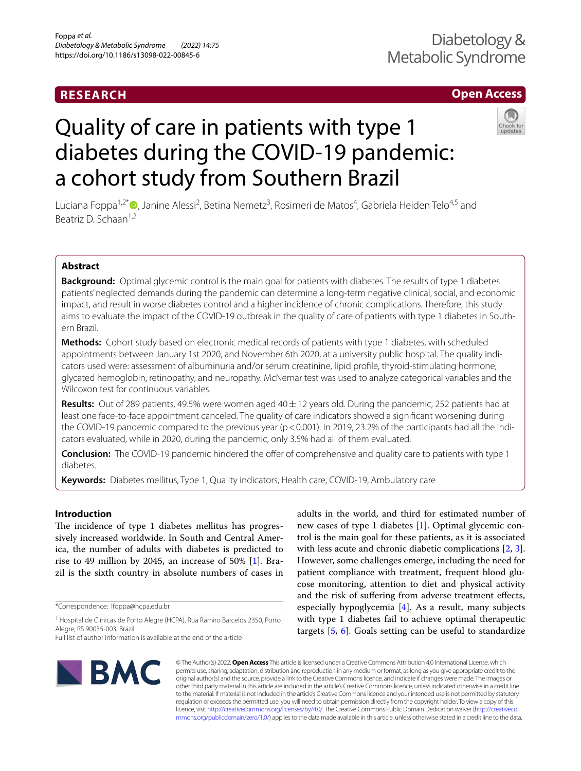RESEARCH

Open Access

# Quality of care in patients with type 1 diabetes during the COVID-19 pandemic: a cohort study from Southern Brazil

Luciana Foppa[1,2*], Janine Alessi[2], Betina Nemetz[3], Rosimeri de Matos[4], Gabriela Heiden Telo[4,5] and Beatriz D. Schaan[1,2]

## Abstract

**Background:** Optimal glycemic control is the main goal for patients with diabetes. The results of type 1 diabetes patients' neglected demands during the pandemic can determine a long-term negative clinical, social, and economic impact, and result in worse diabetes control and a higher incidence of chronic complications. Therefore, this study aims to evaluate the impact of the COVID-19 outbreak in the quality of care of patients with type 1 diabetes in Southern Brazil.

**Methods:** Cohort study based on electronic medical records of patients with type 1 diabetes, with scheduled appointments between January 1st 2020, and November 6th 2020, at a university public hospital. The quality indicators used were: assessment of albuminuria and/or serum creatinine, lipid profile, thyroid-stimulating hormone, glycated hemoglobin, retinopathy, and neuropathy. McNemar test was used to analyze categorical variables and the Wilcoxon test for continuous variables.

**Results:** Out of 289 patients, 49.5% were women aged 40 ± 12 years old. During the pandemic, 252 patients had at least one face-to-face appointment canceled. The quality of care indicators showed a significant worsening during the COVID-19 pandemic compared to the previous year ($p < 0.001$). In 2019, 23.2% of the participants had all the indicators evaluated, while in 2020, during the pandemic, only 3.5% had all of them evaluated.

**Conclusion:** The COVID-19 pandemic hindered the offer of comprehensive and quality care to patients with type 1 diabetes.

**Keywords:** Diabetes mellitus, Type 1, Quality indicators, Health care, COVID-19, Ambulatory care

## Introduction

The incidence of type 1 diabetes mellitus has progressively increased worldwide. In South and Central America, the number of adults with diabetes is predicted to rise to 49 million by 2045, an increase of 50% [1]. Brazil is the sixth country in absolute numbers of cases in adults in the world, and third for estimated number of new cases of type 1 diabetes [1]. Optimal glycemic control is the main goal for these patients, as it is associated with less acute and chronic diabetic complications [2, 3]. However, some challenges emerge, including the need for patient compliance with treatment, frequent blood glucose monitoring, attention to diet and physical activity and the risk of suffering from adverse treatment effects, especially hypoglycemia [4]. As a result, many subjects with type 1 diabetes fail to achieve optimal therapeutic targets [5, 6]. Goals setting can be useful to standardize

*Correspondence: lfoppa@hcpa.edu.br

[1] Hospital de Clínicas de Porto Alegre (HCPA), Rua Ramiro Barcelos 2350, Porto Alegre, RS 90035-003, Brazil

Full list of author information is available at the end of the article

© The Author(s) 2022. **Open Access** This article is licensed under a Creative Commons Attribution 4.0 International License, which permits use, sharing, adaptation, distribution and reproduction in any medium or format, as long as you give appropriate credit to the original author(s) and the source, provide a link to the Creative Commons licence, and indicate if changes were made. The images or other third party material in this article are included in the article's Creative Commons licence, unless indicated otherwise in a credit line to the material. If material is not included in the article's Creative Commons licence and your intended use is not permitted by statutory regulation or exceeds the permitted use, you will need to obtain permission directly from the copyright holder. To view a copy of this licence, visit http://creativecommons.org/licenses/by/4.0/. The Creative Commons Public Domain Dedication waiver (http://creativecommons.org/publicdomain/zero/1.0/) applies to the data made available in this article, unless otherwise stated in a credit line to the data.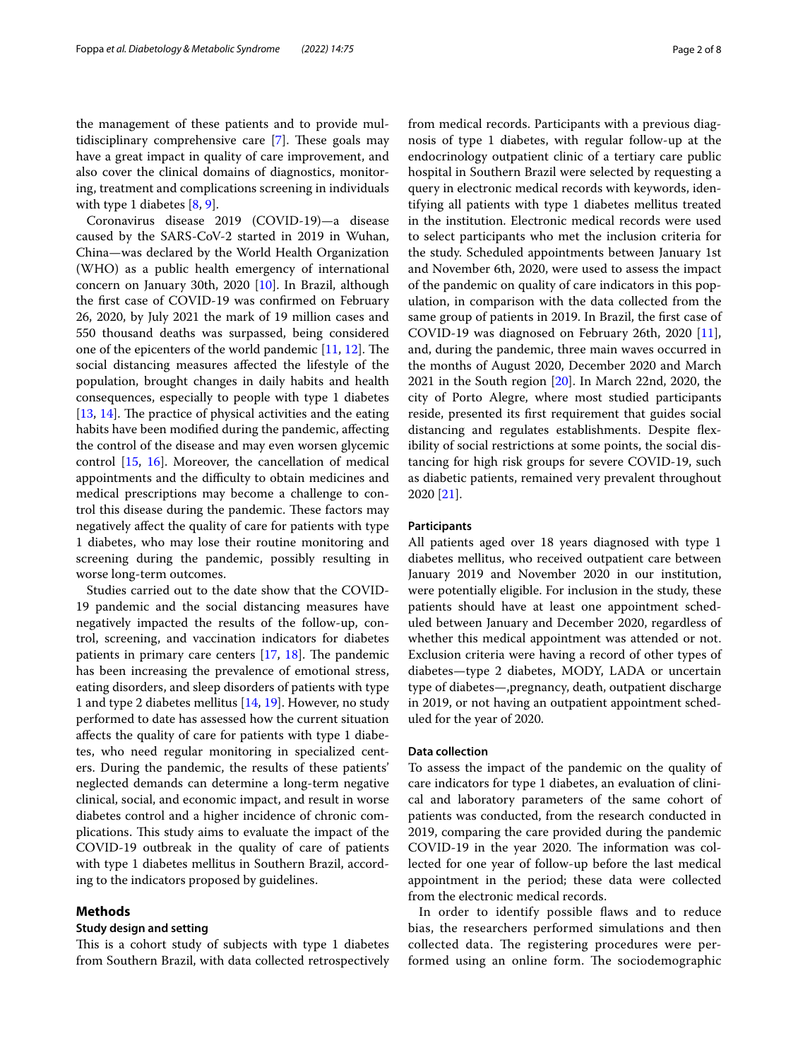the management of these patients and to provide multidisciplinary comprehensive care [7]. These goals may have a great impact in quality of care improvement, and also cover the clinical domains of diagnostics, monitoring, treatment and complications screening in individuals with type 1 diabetes [8, 9].

Coronavirus disease 2019 (COVID-19)—a disease caused by the SARS-CoV-2 started in 2019 in Wuhan, China—was declared by the World Health Organization (WHO) as a public health emergency of international concern on January 30th, 2020 [10]. In Brazil, although the first case of COVID-19 was confirmed on February 26, 2020, by July 2021 the mark of 19 million cases and 550 thousand deaths was surpassed, being considered one of the epicenters of the world pandemic [11, 12]. The social distancing measures affected the lifestyle of the population, brought changes in daily habits and health consequences, especially to people with type 1 diabetes [13, 14]. The practice of physical activities and the eating habits have been modified during the pandemic, affecting the control of the disease and may even worsen glycemic control [15, 16]. Moreover, the cancellation of medical appointments and the difficulty to obtain medicines and medical prescriptions may become a challenge to control this disease during the pandemic. These factors may negatively affect the quality of care for patients with type 1 diabetes, who may lose their routine monitoring and screening during the pandemic, possibly resulting in worse long-term outcomes.

Studies carried out to the date show that the COVID-19 pandemic and the social distancing measures have negatively impacted the results of the follow-up, control, screening, and vaccination indicators for diabetes patients in primary care centers [17, 18]. The pandemic has been increasing the prevalence of emotional stress, eating disorders, and sleep disorders of patients with type 1 and type 2 diabetes mellitus [14, 19]. However, no study performed to date has assessed how the current situation affects the quality of care for patients with type 1 diabetes, who need regular monitoring in specialized centers. During the pandemic, the results of these patients' neglected demands can determine a long-term negative clinical, social, and economic impact, and result in worse diabetes control and a higher incidence of chronic complications. This study aims to evaluate the impact of the COVID-19 outbreak in the quality of care of patients with type 1 diabetes mellitus in Southern Brazil, according to the indicators proposed by guidelines.

## Methods

### Study design and setting

This is a cohort study of subjects with type 1 diabetes from Southern Brazil, with data collected retrospectively from medical records. Participants with a previous diagnosis of type 1 diabetes, with regular follow-up at the endocrinology outpatient clinic of a tertiary care public hospital in Southern Brazil were selected by requesting a query in electronic medical records with keywords, identifying all patients with type 1 diabetes mellitus treated in the institution. Electronic medical records were used to select participants who met the inclusion criteria for the study. Scheduled appointments between January 1st and November 6th, 2020, were used to assess the impact of the pandemic on quality of care indicators in this population, in comparison with the data collected from the same group of patients in 2019. In Brazil, the first case of COVID-19 was diagnosed on February 26th, 2020 [11], and, during the pandemic, three main waves occurred in the months of August 2020, December 2020 and March 2021 in the South region [20]. In March 22nd, 2020, the city of Porto Alegre, where most studied participants reside, presented its first requirement that guides social distancing and regulates establishments. Despite flexibility of social restrictions at some points, the social distancing for high risk groups for severe COVID-19, such as diabetic patients, remained very prevalent throughout 2020 [21].

### Participants

All patients aged over 18 years diagnosed with type 1 diabetes mellitus, who received outpatient care between January 2019 and November 2020 in our institution, were potentially eligible. For inclusion in the study, these patients should have at least one appointment scheduled between January and December 2020, regardless of whether this medical appointment was attended or not. Exclusion criteria were having a record of other types of diabetes—type 2 diabetes, MODY, LADA or uncertain type of diabetes—,pregnancy, death, outpatient discharge in 2019, or not having an outpatient appointment scheduled for the year of 2020.

### Data collection

To assess the impact of the pandemic on the quality of care indicators for type 1 diabetes, an evaluation of clinical and laboratory parameters of the same cohort of patients was conducted, from the research conducted in 2019, comparing the care provided during the pandemic COVID-19 in the year 2020. The information was collected for one year of follow-up before the last medical appointment in the period; these data were collected from the electronic medical records.

In order to identify possible flaws and to reduce bias, the researchers performed simulations and then collected data. The registering procedures were performed using an online form. The sociodemographic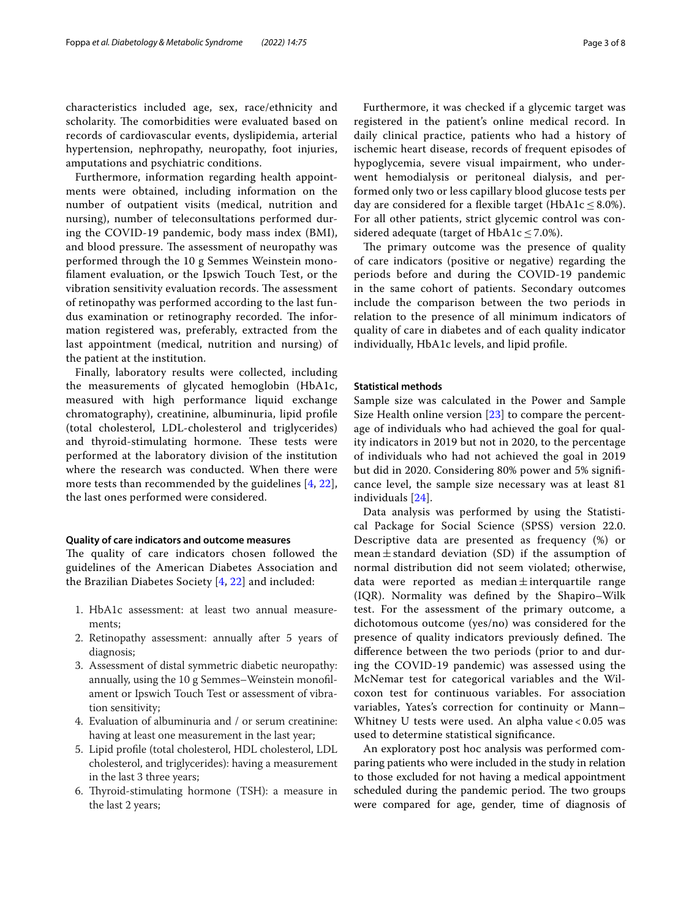characteristics included age, sex, race/ethnicity and scholarity. The comorbidities were evaluated based on records of cardiovascular events, dyslipidemia, arterial hypertension, nephropathy, neuropathy, foot injuries, amputations and psychiatric conditions.

Furthermore, information regarding health appointments were obtained, including information on the number of outpatient visits (medical, nutrition and nursing), number of teleconsultations performed during the COVID-19 pandemic, body mass index (BMI), and blood pressure. The assessment of neuropathy was performed through the 10 g Semmes Weinstein monofilament evaluation, or the Ipswich Touch Test, or the vibration sensitivity evaluation records. The assessment of retinopathy was performed according to the last fundus examination or retinography recorded. The information registered was, preferably, extracted from the last appointment (medical, nutrition and nursing) of the patient at the institution.

Finally, laboratory results were collected, including the measurements of glycated hemoglobin (HbA1c, measured with high performance liquid exchange chromatography), creatinine, albuminuria, lipid profile (total cholesterol, LDL-cholesterol and triglycerides) and thyroid-stimulating hormone. These tests were performed at the laboratory division of the institution where the research was conducted. When there were more tests than recommended by the guidelines [4, 22], the last ones performed were considered.

#### Quality of care indicators and outcome measures

The quality of care indicators chosen followed the guidelines of the American Diabetes Association and the Brazilian Diabetes Society [4, 22] and included:

1. HbA1c assessment: at least two annual measurements;
2. Retinopathy assessment: annually after 5 years of diagnosis;
3. Assessment of distal symmetric diabetic neuropathy: annually, using the 10 g Semmes–Weinstein monofilament or Ipswich Touch Test or assessment of vibration sensitivity;
4. Evaluation of albuminuria and / or serum creatinine: having at least one measurement in the last year;
5. Lipid profile (total cholesterol, HDL cholesterol, LDL cholesterol, and triglycerides): having a measurement in the last 3 three years;
6. Thyroid-stimulating hormone (TSH): a measure in the last 2 years;

Furthermore, it was checked if a glycemic target was registered in the patient's online medical record. In daily clinical practice, patients who had a history of ischemic heart disease, records of frequent episodes of hypoglycemia, severe visual impairment, who underwent hemodialysis or peritoneal dialysis, and performed only two or less capillary blood glucose tests per day are considered for a flexible target (HbA1c ≤ 8.0%). For all other patients, strict glycemic control was considered adequate (target of HbA1c ≤ 7.0%).

The primary outcome was the presence of quality of care indicators (positive or negative) regarding the periods before and during the COVID-19 pandemic in the same cohort of patients. Secondary outcomes include the comparison between the two periods in relation to the presence of all minimum indicators of quality of care in diabetes and of each quality indicator individually, HbA1c levels, and lipid profile.

#### Statistical methods

Sample size was calculated in the Power and Sample Size Health online version [23] to compare the percentage of individuals who had achieved the goal for quality indicators in 2019 but not in 2020, to the percentage of individuals who had not achieved the goal in 2019 but did in 2020. Considering 80% power and 5% significance level, the sample size necessary was at least 81 individuals [24].

Data analysis was performed by using the Statistical Package for Social Science (SPSS) version 22.0. Descriptive data are presented as frequency (%) or mean ± standard deviation (SD) if the assumption of normal distribution did not seem violated; otherwise, data were reported as median ± interquartile range (IQR). Normality was defined by the Shapiro–Wilk test. For the assessment of the primary outcome, a dichotomous outcome (yes/no) was considered for the presence of quality indicators previously defined. The difference between the two periods (prior to and during the COVID-19 pandemic) was assessed using the McNemar test for categorical variables and the Wilcoxon test for continuous variables. For association variables, Yates's correction for continuity or Mann–Whitney U tests were used. An alpha value < 0.05 was used to determine statistical significance.

An exploratory post hoc analysis was performed comparing patients who were included in the study in relation to those excluded for not having a medical appointment scheduled during the pandemic period. The two groups were compared for age, gender, time of diagnosis of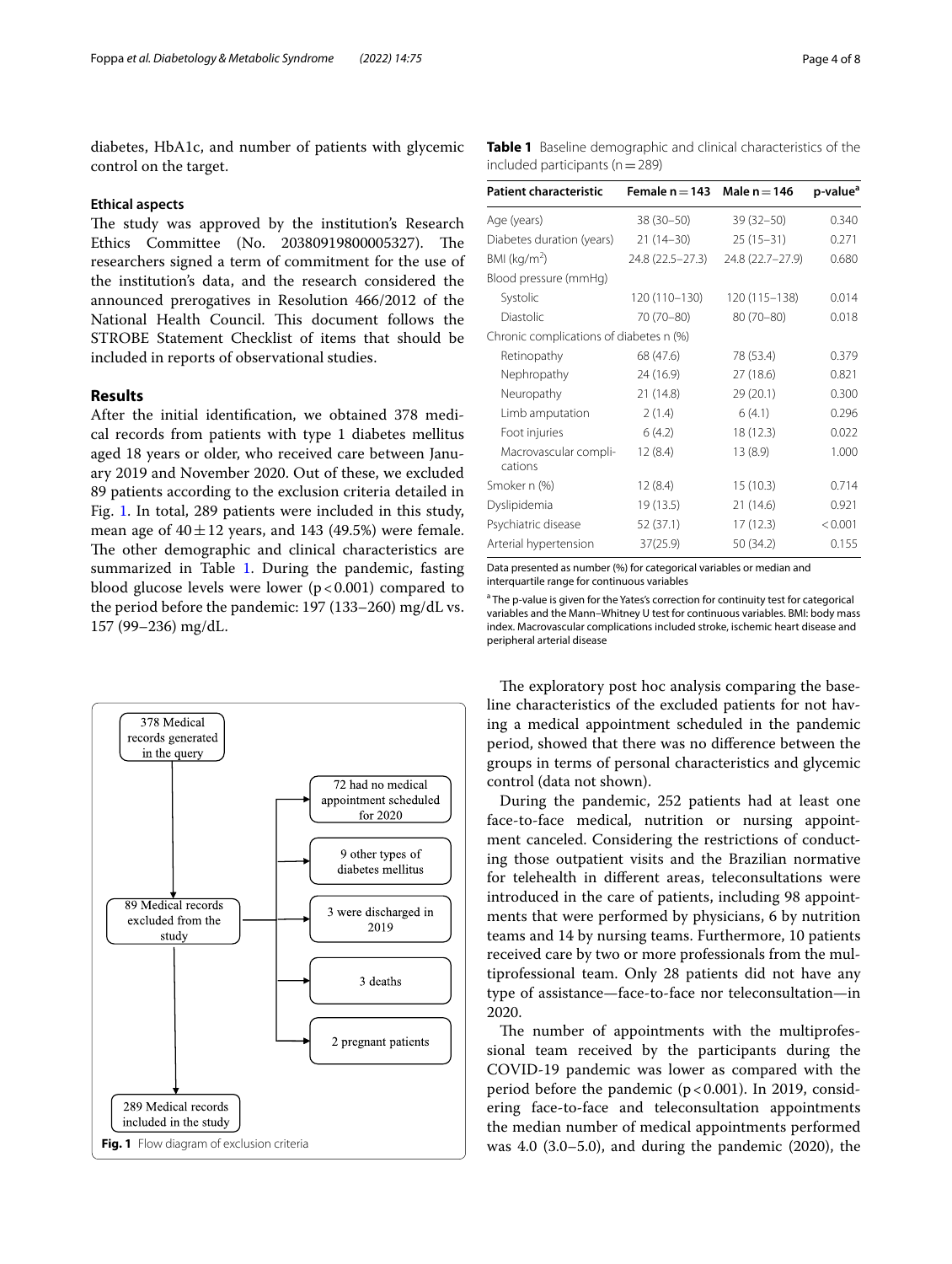diabetes, HbA1c, and number of patients with glycemic control on the target.

### Ethical aspects

The study was approved by the institution's Research Ethics Committee (No. 20380919800005327). The researchers signed a term of commitment for the use of the institution's data, and the research considered the announced prerogatives in Resolution 466/2012 of the National Health Council. This document follows the STROBE Statement Checklist of items that should be included in reports of observational studies.

## Results

After the initial identification, we obtained 378 medical records from patients with type 1 diabetes mellitus aged 18 years or older, who received care between January 2019 and November 2020. Out of these, we excluded 89 patients according to the exclusion criteria detailed in Fig. 1. In total, 289 patients were included in this study, mean age of 40 ± 12 years, and 143 (49.5%) were female. The other demographic and clinical characteristics are summarized in Table 1. During the pandemic, fasting blood glucose levels were lower ($p < 0.001$) compared to the period before the pandemic: 197 (133–260) mg/dL vs. 157 (99–236) mg/dL.

**Table 1** Baseline demographic and clinical characteristics of the included participants (n = 289)

| Patient characteristic | Female n = 143 | Male n = 146 | p-value[a] |
|---|---|---|---|
| Age (years) | 38 (30–50) | 39 (32–50) | 0.340 |
| Diabetes duration (years) | 21 (14–30) | 25 (15–31) | 0.271 |
| BMI (kg/m$^2$) | 24.8 (22.5–27.3) | 24.8 (22.7–27.9) | 0.680 |
| Blood pressure (mmHg) | | | |
| Systolic | 120 (110–130) | 120 (115–138) | 0.014 |
| Diastolic | 70 (70–80) | 80 (70–80) | 0.018 |
| Chronic complications of diabetes n (%) | | | |
| Retinopathy | 68 (47.6) | 78 (53.4) | 0.379 |
| Nephropathy | 24 (16.9) | 27 (18.6) | 0.821 |
| Neuropathy | 21 (14.8) | 29 (20.1) | 0.300 |
| Limb amputation | 2 (1.4) | 6 (4.1) | 0.296 |
| Foot injuries | 6 (4.2) | 18 (12.3) | 0.022 |
| Macrovascular complications | 12 (8.4) | 13 (8.9) | 1.000 |
| Smoker n (%) | 12 (8.4) | 15 (10.3) | 0.714 |
| Dyslipidemia | 19 (13.5) | 21 (14.6) | 0.921 |
| Psychiatric disease | 52 (37.1) | 17 (12.3) | < 0.001 |
| Arterial hypertension | 37(25.9) | 50 (34.2) | 0.155 |

Data presented as number (%) for categorical variables or median and interquartile range for continuous variables

[a] The p-value is given for the Yates's correction for continuity test for categorical variables and the Mann–Whitney U test for continuous variables. BMI: body mass index. Macrovascular complications included stroke, ischemic heart disease and peripheral arterial disease

378 Medical records generated in the query → 89 Medical records excluded from the study (72 had no medical appointment scheduled for 2020; 9 other types of diabetes mellitus; 3 were discharged in 2019; 3 deaths; 2 pregnant patients) → 289 Medical records included in the study

**Fig. 1** Flow diagram of exclusion criteria

The exploratory post hoc analysis comparing the baseline characteristics of the excluded patients for not having a medical appointment scheduled in the pandemic period, showed that there was no difference between the groups in terms of personal characteristics and glycemic control (data not shown).

During the pandemic, 252 patients had at least one face-to-face medical, nutrition or nursing appointment canceled. Considering the restrictions of conducting those outpatient visits and the Brazilian normative for telehealth in different areas, teleconsultations were introduced in the care of patients, including 98 appointments that were performed by physicians, 6 by nutrition teams and 14 by nursing teams. Furthermore, 10 patients received care by two or more professionals from the multiprofessional team. Only 28 patients did not have any type of assistance—face-to-face nor teleconsultation—in 2020.

The number of appointments with the multiprofessional team received by the participants during the COVID-19 pandemic was lower as compared with the period before the pandemic ($p < 0.001$). In 2019, considering face-to-face and teleconsultation appointments the median number of medical appointments performed was 4.0 (3.0–5.0), and during the pandemic (2020), the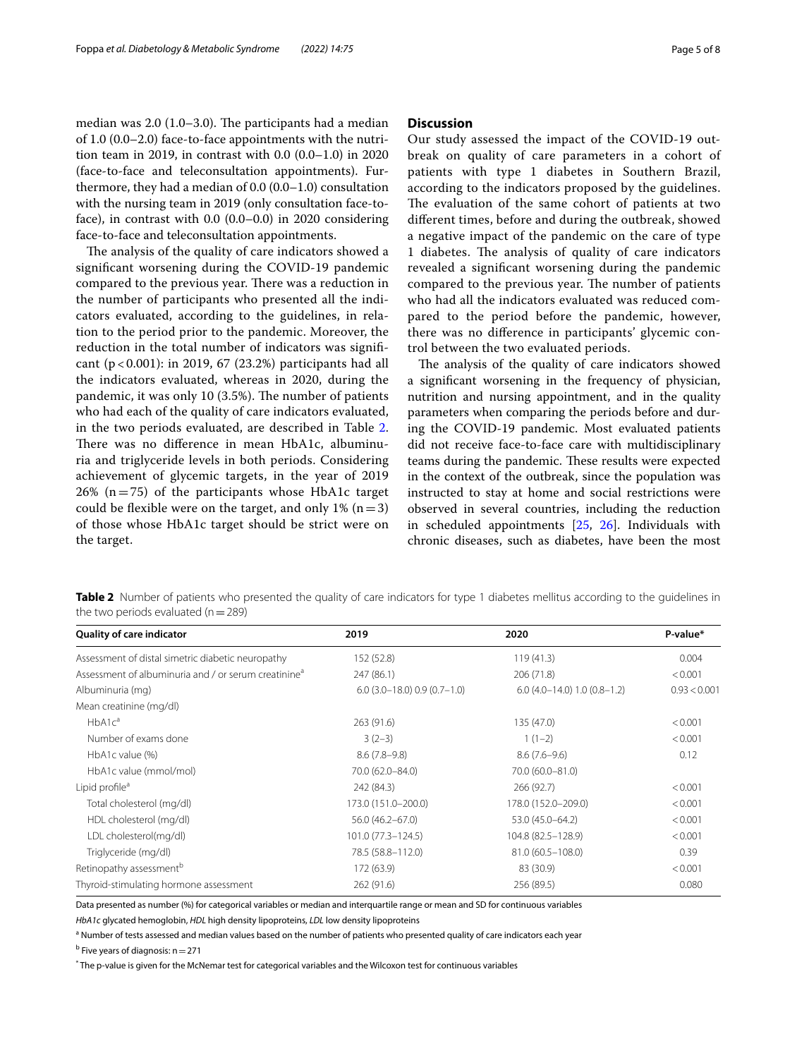median was 2.0 (1.0–3.0). The participants had a median of 1.0 (0.0–2.0) face-to-face appointments with the nutrition team in 2019, in contrast with 0.0 (0.0–1.0) in 2020 (face-to-face and teleconsultation appointments). Furthermore, they had a median of 0.0 (0.0–1.0) consultation with the nursing team in 2019 (only consultation face-to-face), in contrast with 0.0 (0.0–0.0) in 2020 considering face-to-face and teleconsultation appointments.

The analysis of the quality of care indicators showed a significant worsening during the COVID-19 pandemic compared to the previous year. There was a reduction in the number of participants who presented all the indicators evaluated, according to the guidelines, in relation to the period prior to the pandemic. Moreover, the reduction in the total number of indicators was significant ($p < 0.001$): in 2019, 67 (23.2%) participants had all the indicators evaluated, whereas in 2020, during the pandemic, it was only 10 (3.5%). The number of patients who had each of the quality of care indicators evaluated, in the two periods evaluated, are described in Table 2. There was no difference in mean HbA1c, albuminuria and triglyceride levels in both periods. Considering achievement of glycemic targets, in the year of 2019 26% (n = 75) of the participants whose HbA1c target could be flexible were on the target, and only 1% (n = 3) of those whose HbA1c target should be strict were on the target.

## Discussion

Our study assessed the impact of the COVID-19 outbreak on quality of care parameters in a cohort of patients with type 1 diabetes in Southern Brazil, according to the indicators proposed by the guidelines. The evaluation of the same cohort of patients at two different times, before and during the outbreak, showed a negative impact of the pandemic on the care of type 1 diabetes. The analysis of quality of care indicators revealed a significant worsening during the pandemic compared to the previous year. The number of patients who had all the indicators evaluated was reduced compared to the period before the pandemic, however, there was no difference in participants' glycemic control between the two evaluated periods.

The analysis of the quality of care indicators showed a significant worsening in the frequency of physician, nutrition and nursing appointment, and in the quality parameters when comparing the periods before and during the COVID-19 pandemic. Most evaluated patients did not receive face-to-face care with multidisciplinary teams during the pandemic. These results were expected in the context of the outbreak, since the population was instructed to stay at home and social restrictions were observed in several countries, including the reduction in scheduled appointments [25, 26]. Individuals with chronic diseases, such as diabetes, have been the most

**Table 2** Number of patients who presented the quality of care indicators for type 1 diabetes mellitus according to the guidelines in the two periods evaluated (n = 289)

| Quality of care indicator | 2019 | 2020 | P-value* |
|---|---|---|---|
| Assessment of distal simetric diabetic neuropathy | 152 (52.8) | 119 (41.3) | 0.004 |
| Assessment of albuminuria and / or serum creatinine[a] | 247 (86.1) | 206 (71.8) | < 0.001 |
| Albuminuria (mg) | 6.0 (3.0–18.0) 0.9 (0.7–1.0) | 6.0 (4.0–14.0) 1.0 (0.8–1.2) | 0.93 < 0.001 |
| Mean creatinine (mg/dl) | | | |
| HbA1c[a] | 263 (91.6) | 135 (47.0) | < 0.001 |
| Number of exams done | 3 (2–3) | 1 (1–2) | < 0.001 |
| HbA1c value (%) | 8.6 (7.8–9.8) | 8.6 (7.6–9.6) | 0.12 |
| HbA1c value (mmol/mol) | 70.0 (62.0–84.0) | 70.0 (60.0–81.0) | |
| Lipid profile[a] | 242 (84.3) | 266 (92.7) | < 0.001 |
| Total cholesterol (mg/dl) | 173.0 (151.0–200.0) | 178.0 (152.0–209.0) | < 0.001 |
| HDL cholesterol (mg/dl) | 56.0 (46.2–67.0) | 53.0 (45.0–64.2) | < 0.001 |
| LDL cholesterol(mg/dl) | 101.0 (77.3–124.5) | 104.8 (82.5–128.9) | < 0.001 |
| Triglyceride (mg/dl) | 78.5 (58.8–112.0) | 81.0 (60.5–108.0) | 0.39 |
| Retinopathy assessment[b] | 172 (63.9) | 83 (30.9) | < 0.001 |
| Thyroid-stimulating hormone assessment | 262 (91.6) | 256 (89.5) | 0.080 |

Data presented as number (%) for categorical variables or median and interquartile range or mean and SD for continuous variables

*HbA1c* glycated hemoglobin, *HDL* high density lipoproteins, *LDL* low density lipoproteins

[a] Number of tests assessed and median values based on the number of patients who presented quality of care indicators each year

[b] Five years of diagnosis: n = 271

* The p-value is given for the McNemar test for categorical variables and the Wilcoxon test for continuous variables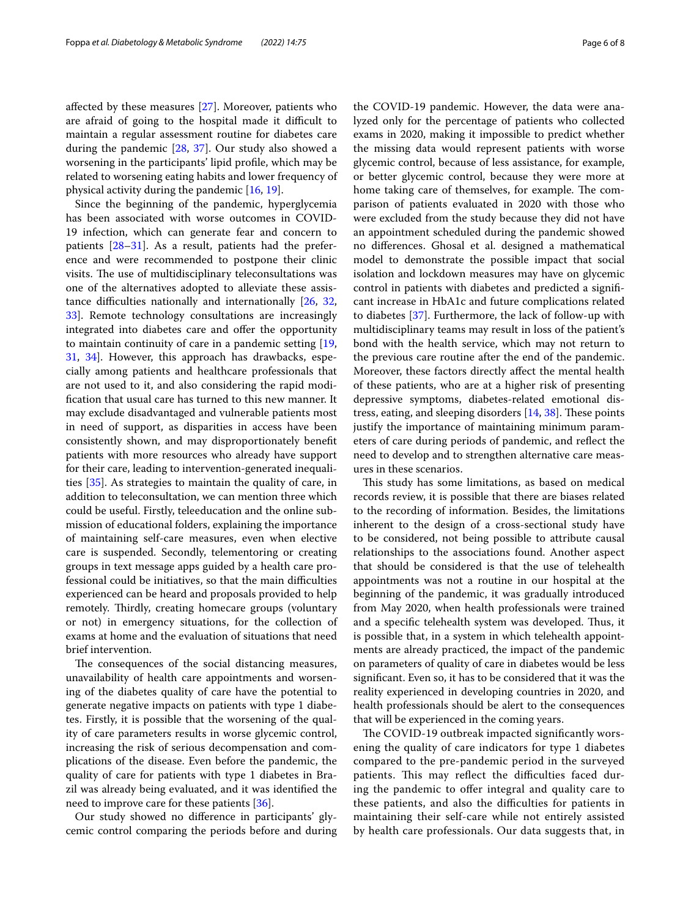affected by these measures [27]. Moreover, patients who are afraid of going to the hospital made it difficult to maintain a regular assessment routine for diabetes care during the pandemic [28, 37]. Our study also showed a worsening in the participants' lipid profile, which may be related to worsening eating habits and lower frequency of physical activity during the pandemic [16, 19].

Since the beginning of the pandemic, hyperglycemia has been associated with worse outcomes in COVID-19 infection, which can generate fear and concern to patients [28–31]. As a result, patients had the preference and were recommended to postpone their clinic visits. The use of multidisciplinary teleconsultations was one of the alternatives adopted to alleviate these assistance difficulties nationally and internationally [26, 32, 33]. Remote technology consultations are increasingly integrated into diabetes care and offer the opportunity to maintain continuity of care in a pandemic setting [19, 31, 34]. However, this approach has drawbacks, especially among patients and healthcare professionals that are not used to it, and also considering the rapid modification that usual care has turned to this new manner. It may exclude disadvantaged and vulnerable patients most in need of support, as disparities in access have been consistently shown, and may disproportionately benefit patients with more resources who already have support for their care, leading to intervention-generated inequalities [35]. As strategies to maintain the quality of care, in addition to teleconsultation, we can mention three which could be useful. Firstly, teleeducation and the online submission of educational folders, explaining the importance of maintaining self-care measures, even when elective care is suspended. Secondly, telementoring or creating groups in text message apps guided by a health care professional could be initiatives, so that the main difficulties experienced can be heard and proposals provided to help remotely. Thirdly, creating homecare groups (voluntary or not) in emergency situations, for the collection of exams at home and the evaluation of situations that need brief intervention.

The consequences of the social distancing measures, unavailability of health care appointments and worsening of the diabetes quality of care have the potential to generate negative impacts on patients with type 1 diabetes. Firstly, it is possible that the worsening of the quality of care parameters results in worse glycemic control, increasing the risk of serious decompensation and complications of the disease. Even before the pandemic, the quality of care for patients with type 1 diabetes in Brazil was already being evaluated, and it was identified the need to improve care for these patients [36].

Our study showed no difference in participants' glycemic control comparing the periods before and during the COVID-19 pandemic. However, the data were analyzed only for the percentage of patients who collected exams in 2020, making it impossible to predict whether the missing data would represent patients with worse glycemic control, because of less assistance, for example, or better glycemic control, because they were more at home taking care of themselves, for example. The comparison of patients evaluated in 2020 with those who were excluded from the study because they did not have an appointment scheduled during the pandemic showed no differences. Ghosal et al. designed a mathematical model to demonstrate the possible impact that social isolation and lockdown measures may have on glycemic control in patients with diabetes and predicted a significant increase in HbA1c and future complications related to diabetes [37]. Furthermore, the lack of follow-up with multidisciplinary teams may result in loss of the patient's bond with the health service, which may not return to the previous care routine after the end of the pandemic. Moreover, these factors directly affect the mental health of these patients, who are at a higher risk of presenting depressive symptoms, diabetes-related emotional distress, eating, and sleeping disorders [14, 38]. These points justify the importance of maintaining minimum parameters of care during periods of pandemic, and reflect the need to develop and to strengthen alternative care measures in these scenarios.

This study has some limitations, as based on medical records review, it is possible that there are biases related to the recording of information. Besides, the limitations inherent to the design of a cross-sectional study have to be considered, not being possible to attribute causal relationships to the associations found. Another aspect that should be considered is that the use of telehealth appointments was not a routine in our hospital at the beginning of the pandemic, it was gradually introduced from May 2020, when health professionals were trained and a specific telehealth system was developed. Thus, it is possible that, in a system in which telehealth appointments are already practiced, the impact of the pandemic on parameters of quality of care in diabetes would be less significant. Even so, it has to be considered that it was the reality experienced in developing countries in 2020, and health professionals should be alert to the consequences that will be experienced in the coming years.

The COVID-19 outbreak impacted significantly worsening the quality of care indicators for type 1 diabetes compared to the pre-pandemic period in the surveyed patients. This may reflect the difficulties faced during the pandemic to offer integral and quality care to these patients, and also the difficulties for patients in maintaining their self-care while not entirely assisted by health care professionals. Our data suggests that, in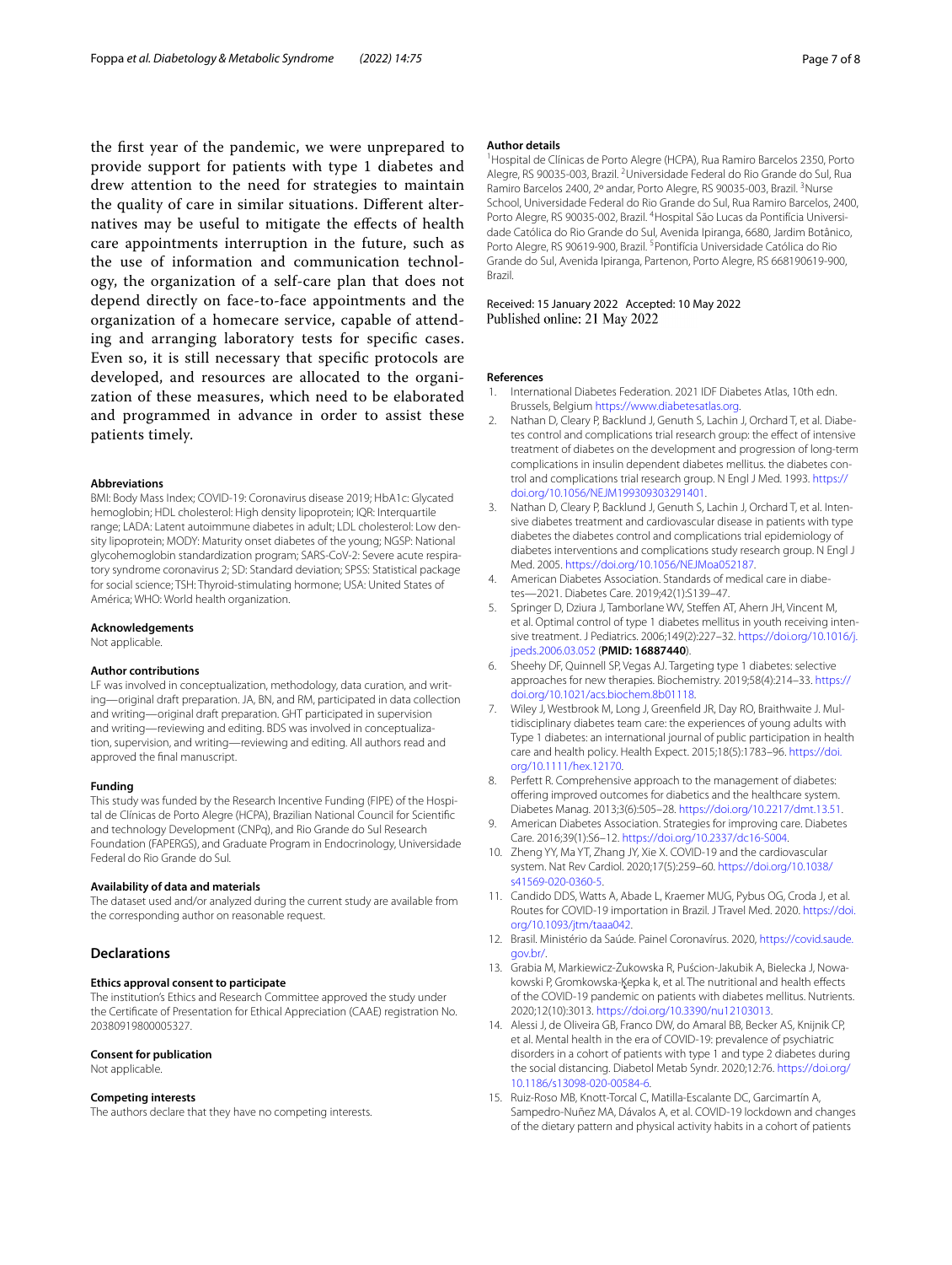the first year of the pandemic, we were unprepared to provide support for patients with type 1 diabetes and drew attention to the need for strategies to maintain the quality of care in similar situations. Different alternatives may be useful to mitigate the effects of health care appointments interruption in the future, such as the use of information and communication technology, the organization of a self-care plan that does not depend directly on face-to-face appointments and the organization of a homecare service, capable of attending and arranging laboratory tests for specific cases. Even so, it is still necessary that specific protocols are developed, and resources are allocated to the organization of these measures, which need to be elaborated and programmed in advance in order to assist these patients timely.

#### Abbreviations

BMI: Body Mass Index; COVID-19: Coronavirus disease 2019; HbA1c: Glycated hemoglobin; HDL cholesterol: High density lipoprotein; IQR: Interquartile range; LADA: Latent autoimmune diabetes in adult; LDL cholesterol: Low density lipoprotein; MODY: Maturity onset diabetes of the young; NGSP: National glycohemoglobin standardization program; SARS-CoV-2: Severe acute respiratory syndrome coronavirus 2; SD: Standard deviation; SPSS: Statistical package for social science; TSH: Thyroid-stimulating hormone; USA: United States of América; WHO: World health organization.

#### Acknowledgements

Not applicable.

#### Author contributions

LF was involved in conceptualization, methodology, data curation, and writing—original draft preparation. JA, BN, and RM, participated in data collection and writing—original draft preparation. GHT participated in supervision and writing—reviewing and editing. BDS was involved in conceptualization, supervision, and writing—reviewing and editing. All authors read and approved the final manuscript.

#### Funding

This study was funded by the Research Incentive Funding (FIPE) of the Hospital de Clínicas de Porto Alegre (HCPA), Brazilian National Council for Scientific and technology Development (CNPq), and Rio Grande do Sul Research Foundation (FAPERGS), and Graduate Program in Endocrinology, Universidade Federal do Rio Grande do Sul.

#### Availability of data and materials

The dataset used and/or analyzed during the current study are available from the corresponding author on reasonable request.

## Declarations

#### Ethics approval consent to participate

The institution's Ethics and Research Committee approved the study under the Certificate of Presentation for Ethical Appreciation (CAAE) registration No. 20380919800005327.

#### Consent for publication

Not applicable.

#### Competing interests

The authors declare that they have no competing interests.

#### Author details

[1]Hospital de Clínicas de Porto Alegre (HCPA), Rua Ramiro Barcelos 2350, Porto Alegre, RS 90035-003, Brazil. [2]Universidade Federal do Rio Grande do Sul, Rua Ramiro Barcelos 2400, 2º andar, Porto Alegre, RS 90035-003, Brazil. [3]Nurse School, Universidade Federal do Rio Grande do Sul, Rua Ramiro Barcelos, 2400, Porto Alegre, RS 90035-002, Brazil. [4]Hospital São Lucas da Pontifícia Universidade Católica do Rio Grande do Sul, Avenida Ipiranga, 6680, Jardim Botânico, Porto Alegre, RS 90619-900, Brazil. [5]Pontifícia Universidade Católica do Rio Grande do Sul, Avenida Ipiranga, Partenon, Porto Alegre, RS 668190619-900, Brazil.

Received: 15 January 2022 Accepted: 10 May 2022
Published online: 21 May 2022

#### References

1. International Diabetes Federation. 2021 IDF Diabetes Atlas, 10th edn. Brussels, Belgium https://www.diabetesatlas.org.
2. Nathan D, Cleary P, Backlund J, Genuth S, Lachin J, Orchard T, et al. Diabetes control and complications trial research group: the effect of intensive treatment of diabetes on the development and progression of long-term complications in insulin dependent diabetes mellitus. the diabetes control and complications trial research group. N Engl J Med. 1993. https://doi.org/10.1056/NEJM199309303291401.
3. Nathan D, Cleary P, Backlund J, Genuth S, Lachin J, Orchard T, et al. Intensive diabetes treatment and cardiovascular disease in patients with type diabetes the diabetes control and complications trial epidemiology of diabetes interventions and complications study research group. N Engl J Med. 2005. https://doi.org/10.1056/NEJMoa052187.
4. American Diabetes Association. Standards of medical care in diabetes—2021. Diabetes Care. 2019;42(1):S139–47.
5. Springer D, Dziura J, Tamborlane WV, Steffen AT, Ahern JH, Vincent M, et al. Optimal control of type 1 diabetes mellitus in youth receiving intensive treatment. J Pediatrics. 2006;149(2):227–32. https://doi.org/10.1016/j.jpeds.2006.03.052 (**PMID: 16887440**).
6. Sheehy DF, Quinnell SP, Vegas AJ. Targeting type 1 diabetes: selective approaches for new therapies. Biochemistry. 2019;58(4):214–33. https://doi.org/10.1021/acs.biochem.8b01118.
7. Wiley J, Westbrook M, Long J, Greenfield JR, Day RO, Braithwaite J. Multidisciplinary diabetes team care: the experiences of young adults with Type 1 diabetes: an international journal of public participation in health care and health policy. Health Expect. 2015;18(5):1783–96. https://doi.org/10.1111/hex.12170.
8. Perfett R. Comprehensive approach to the management of diabetes: offering improved outcomes for diabetics and the healthcare system. Diabetes Manag. 2013;3(6):505–28. https://doi.org/10.2217/dmt.13.51.
9. American Diabetes Association. Strategies for improving care. Diabetes Care. 2016;39(1):S6–12. https://doi.org/10.2337/dc16-S004.
10. Zheng YY, Ma YT, Zhang JY, Xie X. COVID-19 and the cardiovascular system. Nat Rev Cardiol. 2020;17(5):259–60. https://doi.org/10.1038/s41569-020-0360-5.
11. Candido DDS, Watts A, Abade L, Kraemer MUG, Pybus OG, Croda J, et al. Routes for COVID-19 importation in Brazil. J Travel Med. 2020. https://doi.org/10.1093/jtm/taaa042.
12. Brasil. Ministério da Saúde. Painel Coronavírus. 2020, https://covid.saude.gov.br/.
13. Grabia M, Markiewicz-Żukowska R, Puścion-Jakubik A, Bielecka J, Nowakowski P, Gromkowska-Kępka k, et al. The nutritional and health effects of the COVID-19 pandemic on patients with diabetes mellitus. Nutrients. 2020;12(10):3013. https://doi.org/10.3390/nu12103013.
14. Alessi J, de Oliveira GB, Franco DW, do Amaral BB, Becker AS, Knijnik CP, et al. Mental health in the era of COVID-19: prevalence of psychiatric disorders in a cohort of patients with type 1 and type 2 diabetes during the social distancing. Diabetol Metab Syndr. 2020;12:76. https://doi.org/10.1186/s13098-020-00584-6.
15. Ruiz-Roso MB, Knott-Torcal C, Matilla-Escalante DC, Garcimartín A, Sampedro-Nuñez MA, Dávalos A, et al. COVID-19 lockdown and changes of the dietary pattern and physical activity habits in a cohort of patients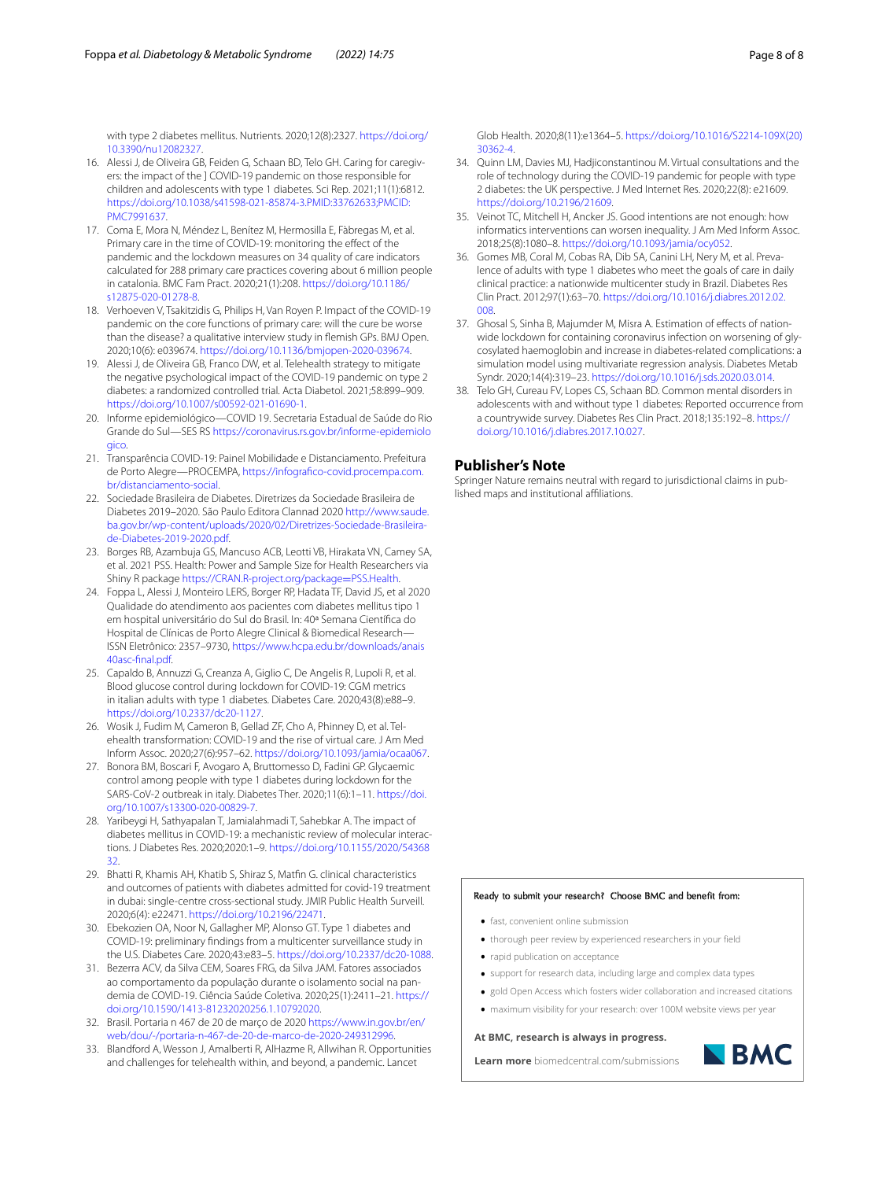with type 2 diabetes mellitus. Nutrients. 2020;12(8):2327. https://doi.org/10.3390/nu12082327.

16. Alessi J, de Oliveira GB, Feiden G, Schaan BD, Telo GH. Caring for caregivers: the impact of the ] COVID-19 pandemic on those responsible for children and adolescents with type 1 diabetes. Sci Rep. 2021;11(1):6812. https://doi.org/10.1038/s41598-021-85874-3.PMID:33762633;PMCID:PMC7991637.
17. Coma E, Mora N, Méndez L, Benítez M, Hermosilla E, Fàbregas M, et al. Primary care in the time of COVID-19: monitoring the effect of the pandemic and the lockdown measures on 34 quality of care indicators calculated for 288 primary care practices covering about 6 million people in catalonia. BMC Fam Pract. 2020;21(1):208. https://doi.org/10.1186/s12875-020-01278-8.
18. Verhoeven V, Tsakitzidis G, Philips H, Van Royen P. Impact of the COVID-19 pandemic on the core functions of primary care: will the cure be worse than the disease? a qualitative interview study in flemish GPs. BMJ Open. 2020;10(6): e039674. https://doi.org/10.1136/bmjopen-2020-039674.
19. Alessi J, de Oliveira GB, Franco DW, et al. Telehealth strategy to mitigate the negative psychological impact of the COVID-19 pandemic on type 2 diabetes: a randomized controlled trial. Acta Diabetol. 2021;58:899–909. https://doi.org/10.1007/s00592-021-01690-1.
20. Informe epidemiológico—COVID 19. Secretaria Estadual de Saúde do Rio Grande do Sul—SES RS https://coronavirus.rs.gov.br/informe-epidemiologico.
21. Transparência COVID-19: Painel Mobilidade e Distanciamento. Prefeitura de Porto Alegre—PROCEMPA, https://infografico-covid.procempa.com.br/distanciamento-social.
22. Sociedade Brasileira de Diabetes. Diretrizes da Sociedade Brasileira de Diabetes 2019–2020. São Paulo Editora Clannad 2020 http://www.saude.ba.gov.br/wp-content/uploads/2020/02/Diretrizes-Sociedade-Brasileira-de-Diabetes-2019-2020.pdf.
23. Borges RB, Azambuja GS, Mancuso ACB, Leotti VB, Hirakata VN, Camey SA, et al. 2021 PSS. Health: Power and Sample Size for Health Researchers via Shiny R package https://CRAN.R-project.org/package=PSS.Health.
24. Foppa L, Alessi J, Monteiro LERS, Borger RP, Hadata TF, David JS, et al 2020 Qualidade do atendimento aos pacientes com diabetes mellitus tipo 1 em hospital universitário do Sul do Brasil. In: 40ª Semana Científica do Hospital de Clínicas de Porto Alegre Clinical & Biomedical Research—ISSN Eletrônico: 2357–9730, https://www.hcpa.edu.br/downloads/anais40asc-final.pdf.
25. Capaldo B, Annuzzi G, Creanza A, Giglio C, De Angelis R, Lupoli R, et al. Blood glucose control during lockdown for COVID-19: CGM metrics in italian adults with type 1 diabetes. Diabetes Care. 2020;43(8):e88–9. https://doi.org/10.2337/dc20-1127.
26. Wosik J, Fudim M, Cameron B, Gellad ZF, Cho A, Phinney D, et al. Telehealth transformation: COVID-19 and the rise of virtual care. J Am Med Inform Assoc. 2020;27(6):957–62. https://doi.org/10.1093/jamia/ocaa067.
27. Bonora BM, Boscari F, Avogaro A, Bruttomesso D, Fadini GP. Glycaemic control among people with type 1 diabetes during lockdown for the SARS-CoV-2 outbreak in italy. Diabetes Ther. 2020;11(6):1–11. https://doi.org/10.1007/s13300-020-00829-7.
28. Yaribeygi H, Sathyapalan T, Jamialahmadi T, Sahebkar A. The impact of diabetes mellitus in COVID-19: a mechanistic review of molecular interactions. J Diabetes Res. 2020;2020:1–9. https://doi.org/10.1155/2020/5436832.
29. Bhatti R, Khamis AH, Khatib S, Shiraz S, Matfin G. clinical characteristics and outcomes of patients with diabetes admitted for covid-19 treatment in dubai: single-centre cross-sectional study. JMIR Public Health Surveill. 2020;6(4): e22471. https://doi.org/10.2196/22471.
30. Ebekozien OA, Noor N, Gallagher MP, Alonso GT. Type 1 diabetes and COVID-19: preliminary findings from a multicenter surveillance study in the U.S. Diabetes Care. 2020;43:e83–5. https://doi.org/10.2337/dc20-1088.
31. Bezerra ACV, da Silva CEM, Soares FRG, da Silva JAM. Fatores associados ao comportamento da população durante o isolamento social na pandemia de COVID-19. Ciência Saúde Coletiva. 2020;25(1):2411–21. https://doi.org/10.1590/1413-81232020256.1.10792020.
32. Brasil. Portaria n 467 de 20 de março de 2020 https://www.in.gov.br/en/web/dou/-/portaria-n-467-de-20-de-marco-de-2020-249312996.
33. Blandford A, Wesson J, Amalberti R, AlHazme R, Allwihan R. Opportunities and challenges for telehealth within, and beyond, a pandemic. Lancet Glob Health. 2020;8(11):e1364–5. https://doi.org/10.1016/S2214-109X(20)30362-4.
34. Quinn LM, Davies MJ, Hadjiconstantinou M. Virtual consultations and the role of technology during the COVID-19 pandemic for people with type 2 diabetes: the UK perspective. J Med Internet Res. 2020;22(8): e21609. https://doi.org/10.2196/21609.
35. Veinot TC, Mitchell H, Ancker JS. Good intentions are not enough: how informatics interventions can worsen inequality. J Am Med Inform Assoc. 2018;25(8):1080–8. https://doi.org/10.1093/jamia/ocy052.
36. Gomes MB, Coral M, Cobas RA, Dib SA, Canini LH, Nery M, et al. Prevalence of adults with type 1 diabetes who meet the goals of care in daily clinical practice: a nationwide multicenter study in Brazil. Diabetes Res Clin Pract. 2012;97(1):63–70. https://doi.org/10.1016/j.diabres.2012.02.008.
37. Ghosal S, Sinha B, Majumder M, Misra A. Estimation of effects of nationwide lockdown for containing coronavirus infection on worsening of glycosylated haemoglobin and increase in diabetes-related complications: a simulation model using multivariate regression analysis. Diabetes Metab Syndr. 2020;14(4):319–23. https://doi.org/10.1016/j.sds.2020.03.014.
38. Telo GH, Cureau FV, Lopes CS, Schaan BD. Common mental disorders in adolescents with and without type 1 diabetes: Reported occurrence from a countrywide survey. Diabetes Res Clin Pract. 2018;135:192–8. https://doi.org/10.1016/j.diabres.2017.10.027.

## Publisher's Note

Springer Nature remains neutral with regard to jurisdictional claims in published maps and institutional affiliations.

Ready to submit your research? Choose BMC and benefit from:

- fast, convenient online submission
- thorough peer review by experienced researchers in your field
- rapid publication on acceptance
- support for research data, including large and complex data types
- gold Open Access which fosters wider collaboration and increased citations
- maximum visibility for your research: over 100M website views per year

**At BMC, research is always in progress.**

**Learn more** biomedcentral.com/submissions

BMC